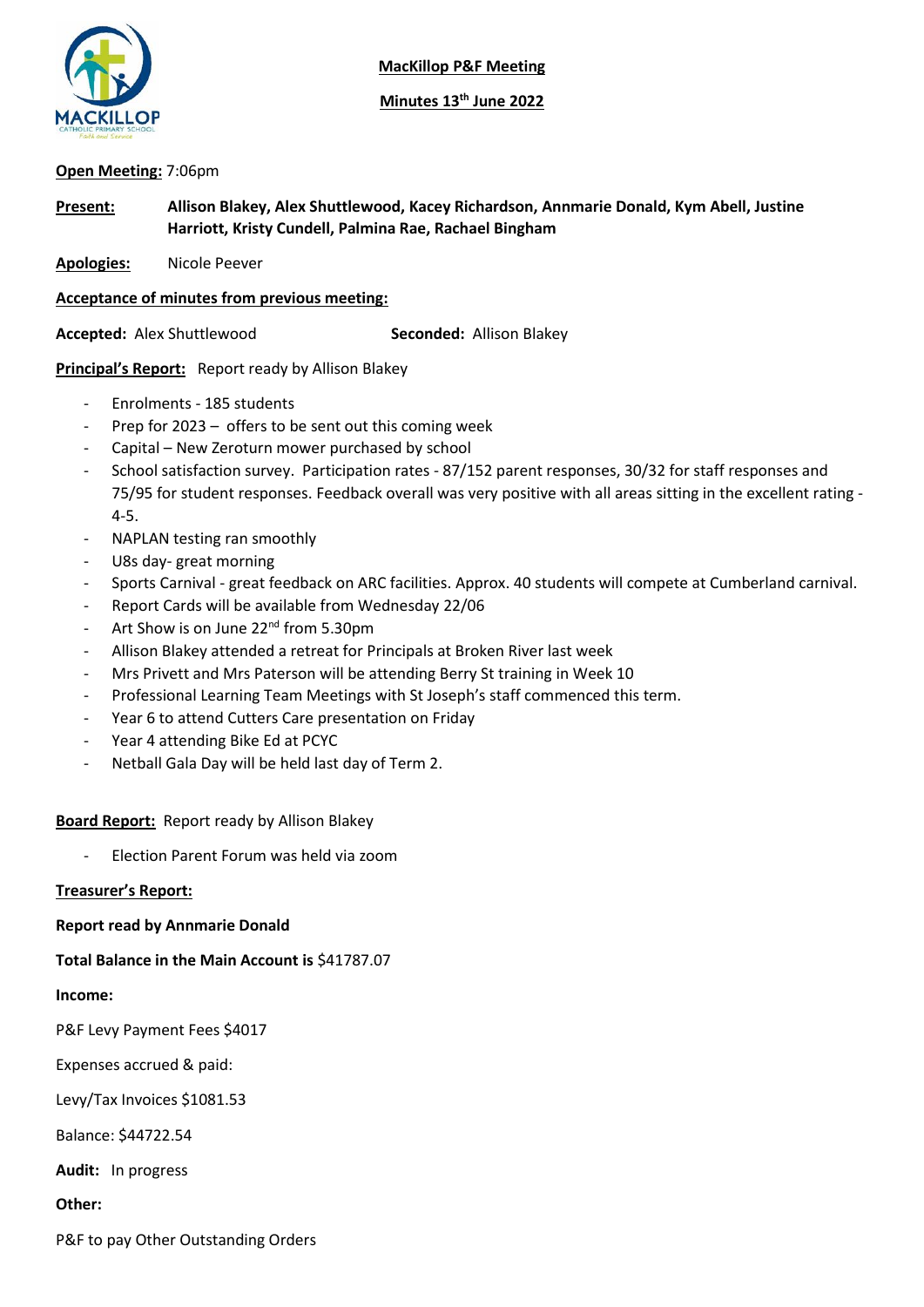**MacKillop P&F Meeting**

**Minutes 13th June 2022**

**Open Meeting:** 7:06pm

**Present:** **Allison Blakey, Alex Shuttlewood, Kacey Richardson, Annmarie Donald, Kym Abell, Justine Harriott, Kristy Cundell, Palmina Rae, Rachael Bingham**

**Apologies:** Nicole Peever

**Acceptance of minutes from previous meeting:**

**Accepted:** Alex Shuttlewood **Seconded:** Allison Blakey

**Principal's Report:** Report ready by Allison Blakey

- Enrolments - 185 students
- Prep for 2023 – offers to be sent out this coming week
- Capital – New Zeroturn mower purchased by school
- School satisfaction survey. Participation rates - 87/152 parent responses, 30/32 for staff responses and 75/95 for student responses. Feedback overall was very positive with all areas sitting in the excellent rating - 4-5.
- NAPLAN testing ran smoothly
- U8s day- great morning
- Sports Carnival - great feedback on ARC facilities. Approx. 40 students will compete at Cumberland carnival.
- Report Cards will be available from Wednesday 22/06
- Art Show is on June 22nd from 5.30pm
- Allison Blakey attended a retreat for Principals at Broken River last week
- Mrs Privett and Mrs Paterson will be attending Berry St training in Week 10
- Professional Learning Team Meetings with St Joseph's staff commenced this term.
- Year 6 to attend Cutters Care presentation on Friday
- Year 4 attending Bike Ed at PCYC
- Netball Gala Day will be held last day of Term 2.

**Board Report:** Report ready by Allison Blakey

- Election Parent Forum was held via zoom

**Treasurer's Report:**

**Report read by Annmarie Donald**

**Total Balance in the Main Account is** $41787.07

**Income:**

P&F Levy Payment Fees $4017

Expenses accrued & paid:

Levy/Tax Invoices $1081.53

Balance: $44722.54

**Audit:** In progress

**Other:**

P&F to pay Other Outstanding Orders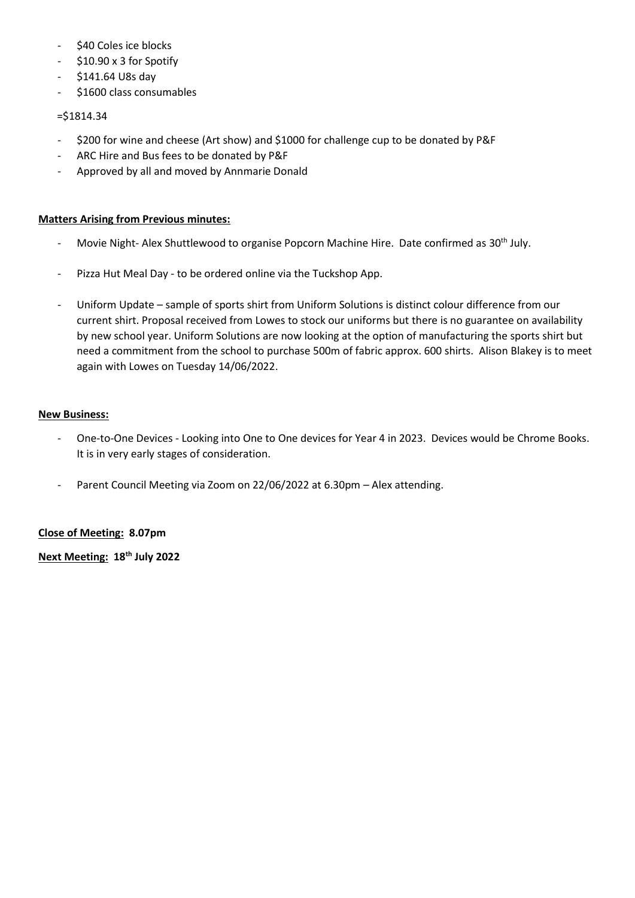- $40 Coles ice blocks
- $10.90 x 3 for Spotify
- $141.64 U8s day
- $1600 class consumables

=$1814.34

- $200 for wine and cheese (Art show) and $1000 for challenge cup to be donated by P&F
- ARC Hire and Bus fees to be donated by P&F
- Approved by all and moved by Annmarie Donald

**Matters Arising from Previous minutes:**

- Movie Night- Alex Shuttlewood to organise Popcorn Machine Hire. Date confirmed as 30th July.
- Pizza Hut Meal Day - to be ordered online via the Tuckshop App.
- Uniform Update – sample of sports shirt from Uniform Solutions is distinct colour difference from our current shirt. Proposal received from Lowes to stock our uniforms but there is no guarantee on availability by new school year. Uniform Solutions are now looking at the option of manufacturing the sports shirt but need a commitment from the school to purchase 500m of fabric approx. 600 shirts. Alison Blakey is to meet again with Lowes on Tuesday 14/06/2022.

**New Business:**

- One-to-One Devices - Looking into One to One devices for Year 4 in 2023. Devices would be Chrome Books. It is in very early stages of consideration.
- Parent Council Meeting via Zoom on 22/06/2022 at 6.30pm – Alex attending.

**Close of Meeting: 8.07pm**

**Next Meeting: 18th July 2022**